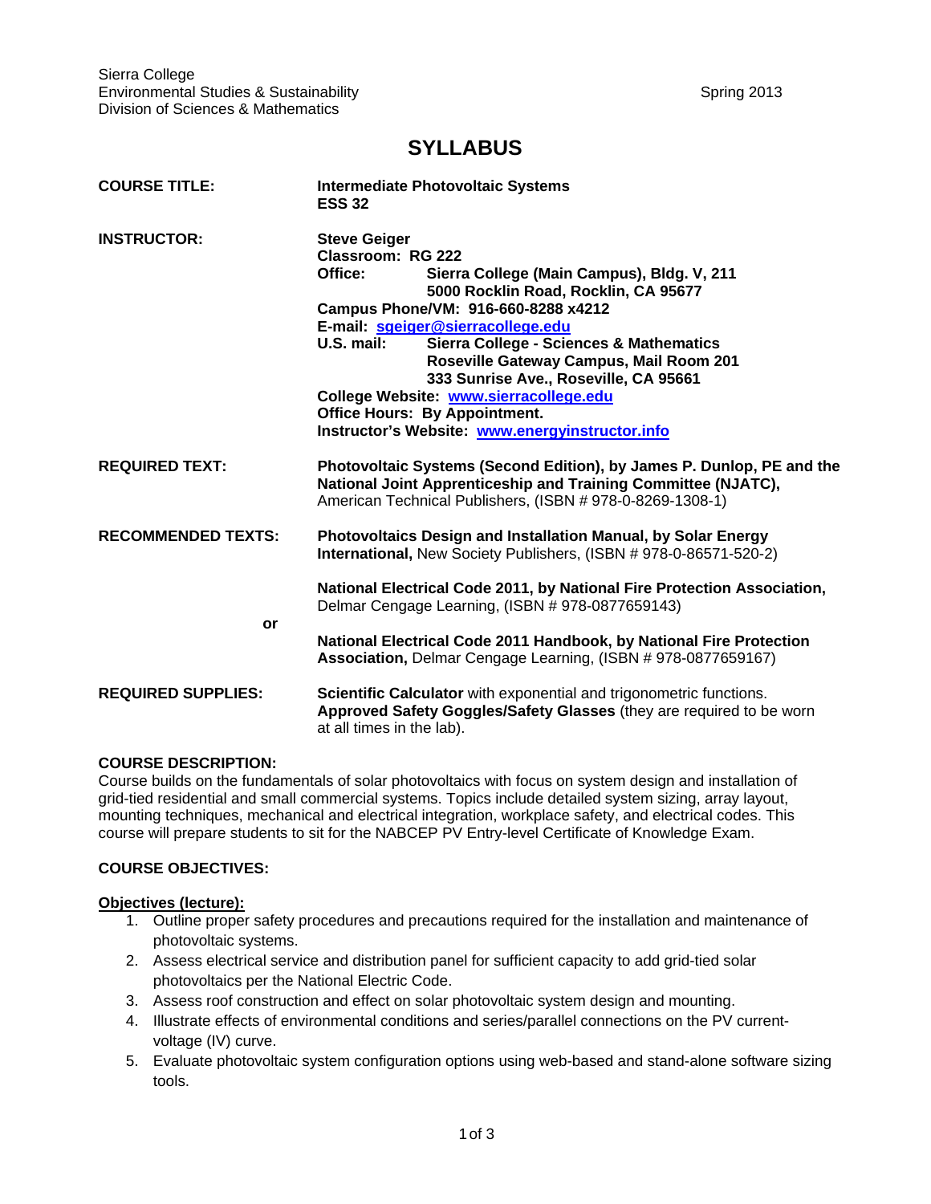Sierra College
Environmental Studies & Sustainability
Division of Sciences & Mathematics

Spring 2013

# SYLLABUS

**COURSE TITLE:** **Intermediate Photovoltaic Systems**
**ESS 32**

**INSTRUCTOR:** **Steve Geiger**
**Classroom: RG 222**
**Office:** **Sierra College (Main Campus), Bldg. V, 211**
**5000 Rocklin Road, Rocklin, CA 95677**
**Campus Phone/VM: 916-660-8288 x4212**
**E-mail: [sgeiger@sierracollege.edu](mailto:sgeiger@sierracollege.edu)**
**U.S. mail:** **Sierra College - Sciences & Mathematics**
**Roseville Gateway Campus, Mail Room 201**
**333 Sunrise Ave., Roseville, CA 95661**
**College Website: [www.sierracollege.edu](http://www.sierracollege.edu)**
**Office Hours: By Appointment.**
**Instructor's Website: [www.energyinstructor.info](http://www.energyinstructor.info)**

**REQUIRED TEXT:** **Photovoltaic Systems (Second Edition), by James P. Dunlop, PE and the National Joint Apprenticeship and Training Committee (NJATC),** American Technical Publishers, (ISBN # 978-0-8269-1308-1)

**RECOMMENDED TEXTS:** **Photovoltaics Design and Installation Manual, by Solar Energy International,** New Society Publishers, (ISBN # 978-0-86571-520-2)

**National Electrical Code 2011, by National Fire Protection Association,** Delmar Cengage Learning, (ISBN # 978-0877659143)

**or**

**National Electrical Code 2011 Handbook, by National Fire Protection Association,** Delmar Cengage Learning, (ISBN # 978-0877659167)

**REQUIRED SUPPLIES:** **Scientific Calculator** with exponential and trigonometric functions.
**Approved Safety Goggles/Safety Glasses** (they are required to be worn at all times in the lab).

## COURSE DESCRIPTION:

Course builds on the fundamentals of solar photovoltaics with focus on system design and installation of grid-tied residential and small commercial systems. Topics include detailed system sizing, array layout, mounting techniques, mechanical and electrical integration, workplace safety, and electrical codes. This course will prepare students to sit for the NABCEP PV Entry-level Certificate of Knowledge Exam.

## COURSE OBJECTIVES:

**Objectives (lecture):**

1. Outline proper safety procedures and precautions required for the installation and maintenance of photovoltaic systems.
2. Assess electrical service and distribution panel for sufficient capacity to add grid-tied solar photovoltaics per the National Electric Code.
3. Assess roof construction and effect on solar photovoltaic system design and mounting.
4. Illustrate effects of environmental conditions and series/parallel connections on the PV current-voltage (IV) curve.
5. Evaluate photovoltaic system configuration options using web-based and stand-alone software sizing tools.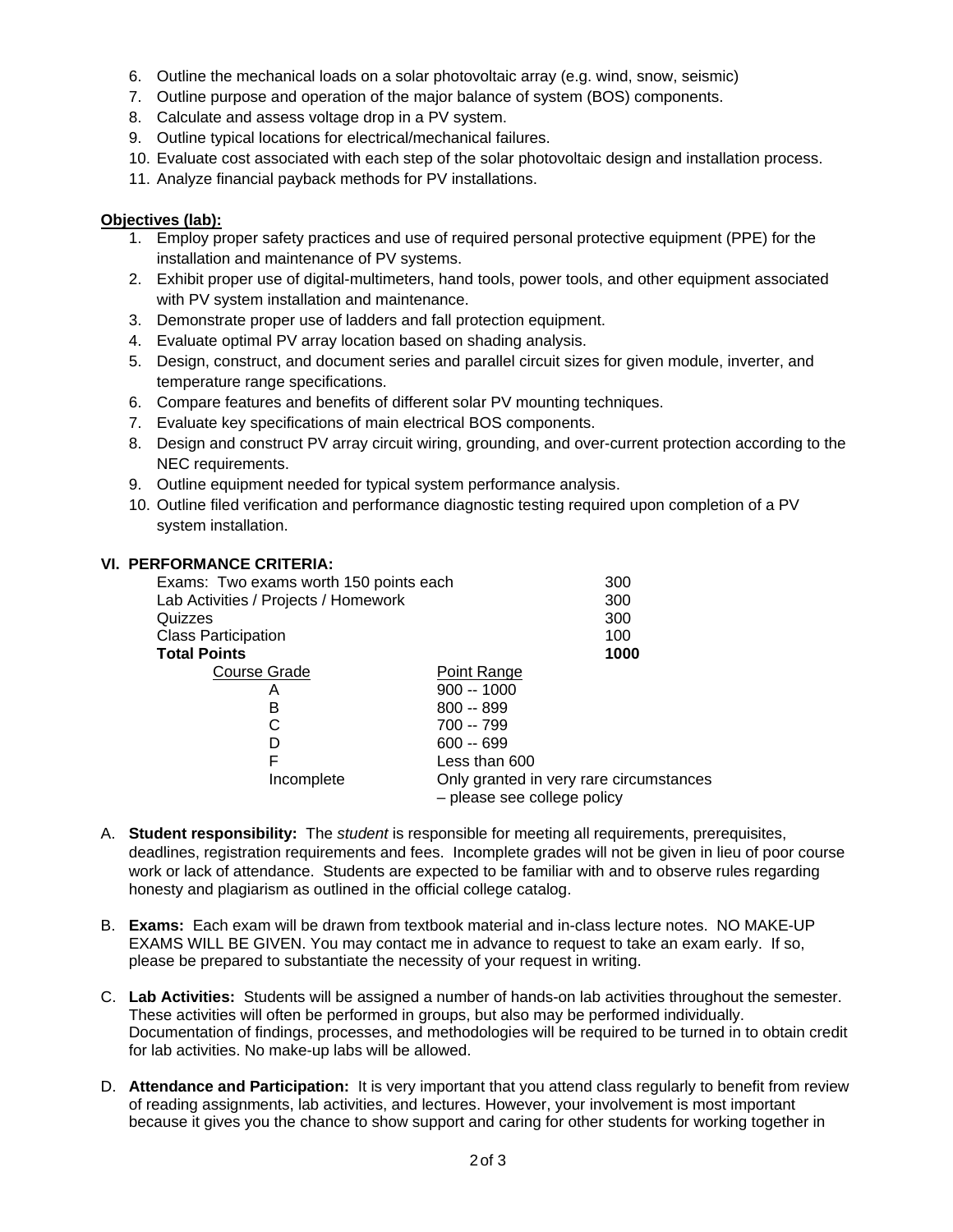6. Outline the mechanical loads on a solar photovoltaic array (e.g. wind, snow, seismic)
7. Outline purpose and operation of the major balance of system (BOS) components.
8. Calculate and assess voltage drop in a PV system.
9. Outline typical locations for electrical/mechanical failures.
10. Evaluate cost associated with each step of the solar photovoltaic design and installation process.
11. Analyze financial payback methods for PV installations.

**Objectives (lab):**

1. Employ proper safety practices and use of required personal protective equipment (PPE) for the installation and maintenance of PV systems.
2. Exhibit proper use of digital-multimeters, hand tools, power tools, and other equipment associated with PV system installation and maintenance.
3. Demonstrate proper use of ladders and fall protection equipment.
4. Evaluate optimal PV array location based on shading analysis.
5. Design, construct, and document series and parallel circuit sizes for given module, inverter, and temperature range specifications.
6. Compare features and benefits of different solar PV mounting techniques.
7. Evaluate key specifications of main electrical BOS components.
8. Design and construct PV array circuit wiring, grounding, and over-current protection according to the NEC requirements.
9. Outline equipment needed for typical system performance analysis.
10. Outline filed verification and performance diagnostic testing required upon completion of a PV system installation.

**VI. PERFORMANCE CRITERIA:**

| | |
|---|---|
| Exams: Two exams worth 150 points each | 300 |
| Lab Activities / Projects / Homework | 300 |
| Quizzes | 300 |
| Class Participation | 100 |
| **Total Points** | **1000** |

| Course Grade | Point Range |
|---|---|
| A | 900 -- 1000 |
| B | 800 -- 899 |
| C | 700 -- 799 |
| D | 600 -- 699 |
| F | Less than 600 |
| Incomplete | Only granted in very rare circumstances – please see college policy |

A. **Student responsibility:** The *student* is responsible for meeting all requirements, prerequisites, deadlines, registration requirements and fees. Incomplete grades will not be given in lieu of poor course work or lack of attendance. Students are expected to be familiar with and to observe rules regarding honesty and plagiarism as outlined in the official college catalog.

B. **Exams:** Each exam will be drawn from textbook material and in-class lecture notes. NO MAKE-UP EXAMS WILL BE GIVEN. You may contact me in advance to request to take an exam early. If so, please be prepared to substantiate the necessity of your request in writing.

C. **Lab Activities:** Students will be assigned a number of hands-on lab activities throughout the semester. These activities will often be performed in groups, but also may be performed individually. Documentation of findings, processes, and methodologies will be required to be turned in to obtain credit for lab activities. No make-up labs will be allowed.

D. **Attendance and Participation:** It is very important that you attend class regularly to benefit from review of reading assignments, lab activities, and lectures. However, your involvement is most important because it gives you the chance to show support and caring for other students for working together in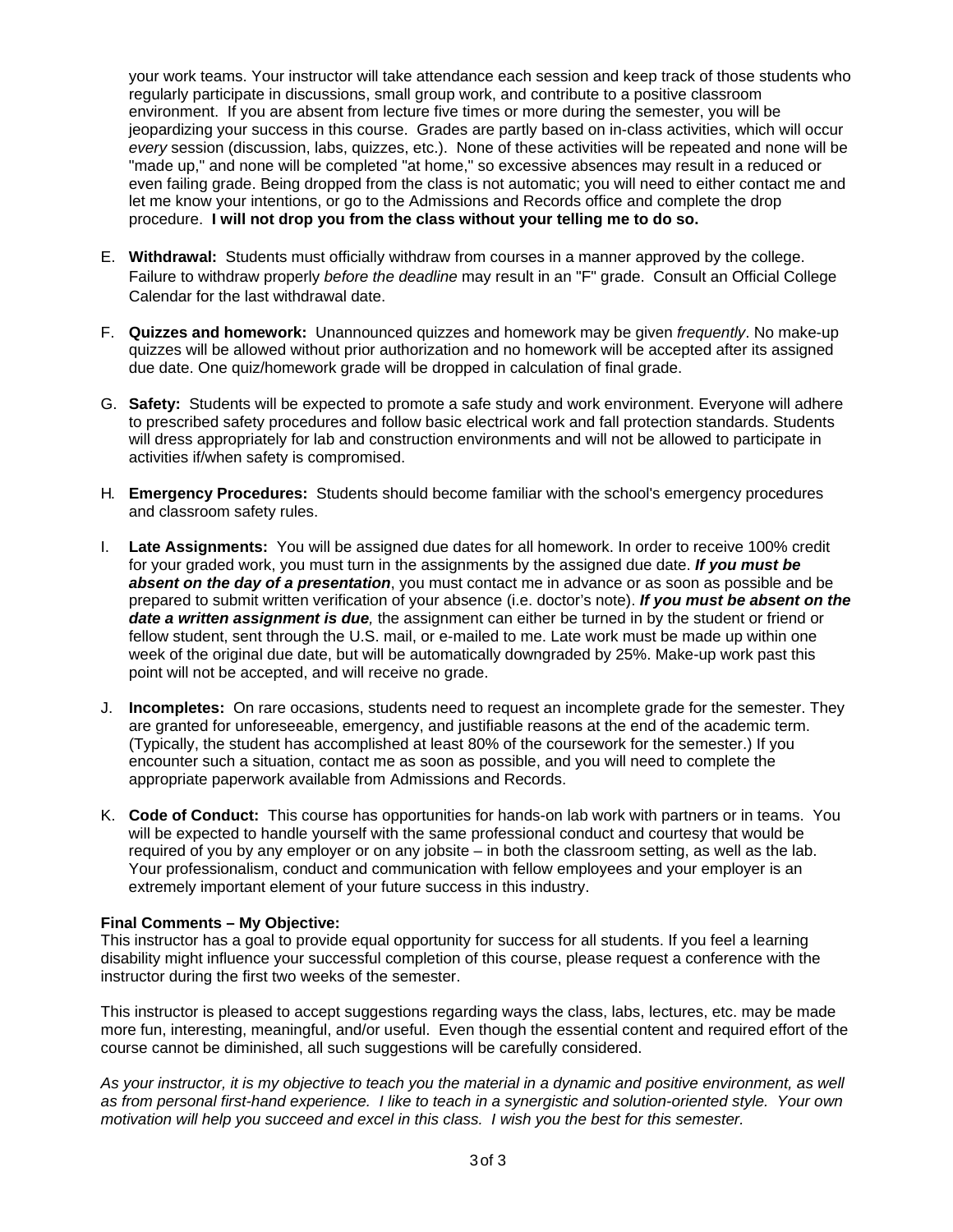your work teams. Your instructor will take attendance each session and keep track of those students who regularly participate in discussions, small group work, and contribute to a positive classroom environment. If you are absent from lecture five times or more during the semester, you will be jeopardizing your success in this course. Grades are partly based on in-class activities, which will occur *every* session (discussion, labs, quizzes, etc.). None of these activities will be repeated and none will be "made up," and none will be completed "at home," so excessive absences may result in a reduced or even failing grade. Being dropped from the class is not automatic; you will need to either contact me and let me know your intentions, or go to the Admissions and Records office and complete the drop procedure. **I will not drop you from the class without your telling me to do so.**

E. **Withdrawal:** Students must officially withdraw from courses in a manner approved by the college. Failure to withdraw properly *before the deadline* may result in an "F" grade. Consult an Official College Calendar for the last withdrawal date.

F. **Quizzes and homework:** Unannounced quizzes and homework may be given *frequently*. No make-up quizzes will be allowed without prior authorization and no homework will be accepted after its assigned due date. One quiz/homework grade will be dropped in calculation of final grade.

G. **Safety:** Students will be expected to promote a safe study and work environment. Everyone will adhere to prescribed safety procedures and follow basic electrical work and fall protection standards. Students will dress appropriately for lab and construction environments and will not be allowed to participate in activities if/when safety is compromised.

H. **Emergency Procedures:** Students should become familiar with the school's emergency procedures and classroom safety rules.

I. **Late Assignments:** You will be assigned due dates for all homework. In order to receive 100% credit for your graded work, you must turn in the assignments by the assigned due date. ***If you must be absent on the day of a presentation***, you must contact me in advance or as soon as possible and be prepared to submit written verification of your absence (i.e. doctor's note). ***If you must be absent on the date a written assignment is due,*** the assignment can either be turned in by the student or friend or fellow student, sent through the U.S. mail, or e-mailed to me. Late work must be made up within one week of the original due date, but will be automatically downgraded by 25%. Make-up work past this point will not be accepted, and will receive no grade.

J. **Incompletes:** On rare occasions, students need to request an incomplete grade for the semester. They are granted for unforeseeable, emergency, and justifiable reasons at the end of the academic term. (Typically, the student has accomplished at least 80% of the coursework for the semester.) If you encounter such a situation, contact me as soon as possible, and you will need to complete the appropriate paperwork available from Admissions and Records.

K. **Code of Conduct:** This course has opportunities for hands-on lab work with partners or in teams. You will be expected to handle yourself with the same professional conduct and courtesy that would be required of you by any employer or on any jobsite – in both the classroom setting, as well as the lab. Your professionalism, conduct and communication with fellow employees and your employer is an extremely important element of your future success in this industry.

**Final Comments – My Objective:**

This instructor has a goal to provide equal opportunity for success for all students. If you feel a learning disability might influence your successful completion of this course, please request a conference with the instructor during the first two weeks of the semester.

This instructor is pleased to accept suggestions regarding ways the class, labs, lectures, etc. may be made more fun, interesting, meaningful, and/or useful. Even though the essential content and required effort of the course cannot be diminished, all such suggestions will be carefully considered.

*As your instructor, it is my objective to teach you the material in a dynamic and positive environment, as well as from personal first-hand experience. I like to teach in a synergistic and solution-oriented style. Your own motivation will help you succeed and excel in this class. I wish you the best for this semester.*